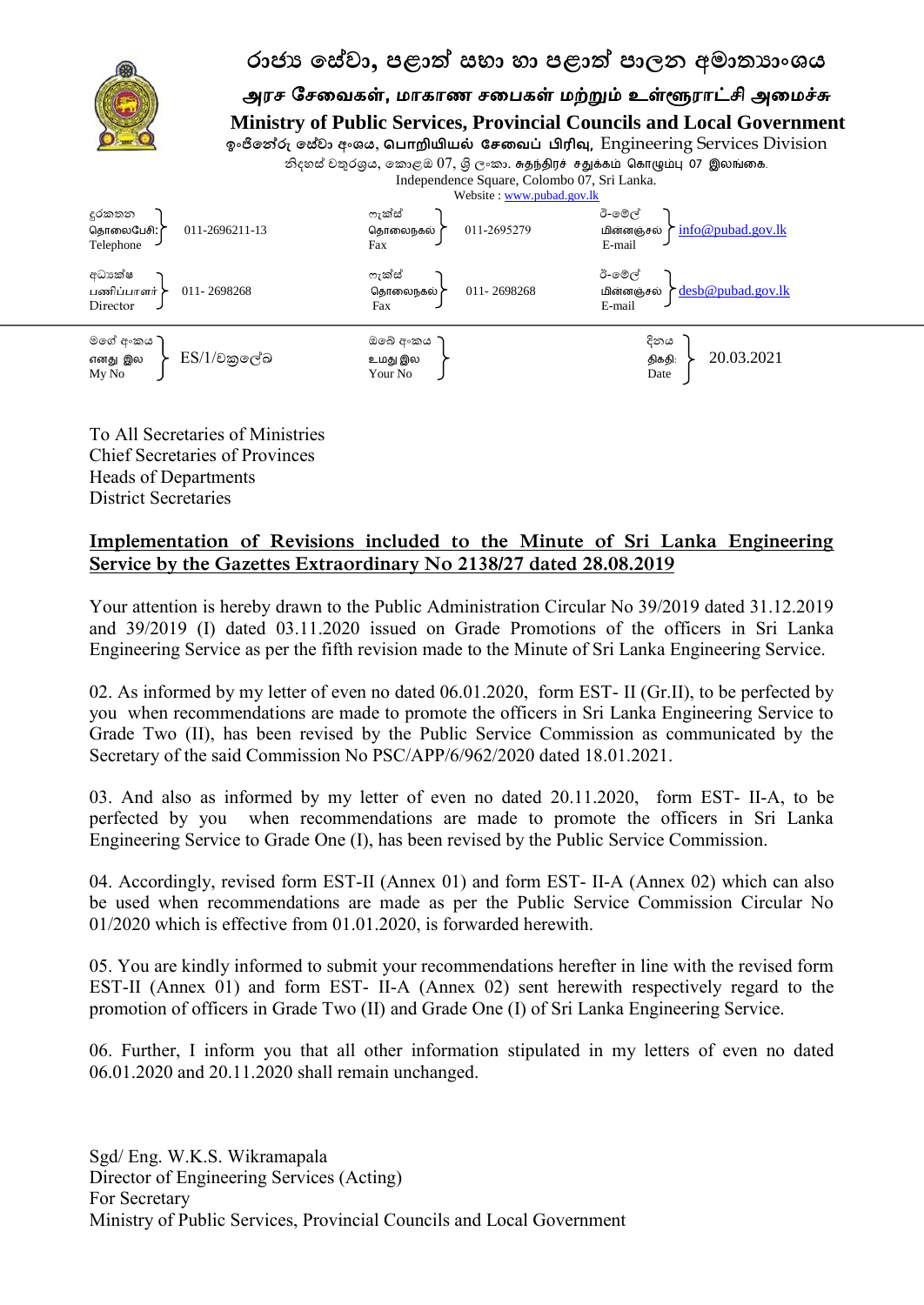# රාජ්‍ය සේවා, පළාත් සභා හා පළාත් පාලන අමාත්‍යාංශය

## அரச சேவைகள், மாகாண சபைகள் மற்றும் உள்ளூராட்சி அமைச்சு

## Ministry of Public Services, Provincial Councils and Local Government

ඉංජිනේරු සේවා අංශය, பொறியியல் சேவைப் பிரிவு, Engineering Services Division

නිදහස් චතුරශ්‍රය, කොළඹ 07, ශ්‍රී ලංකා. சுதந்திரச் சதுக்கம் கொழும்பு 07 இலங்கை.

Independence Square, Colombo 07, Sri Lanka.

Website : www.pubad.gov.lk

| | | | | | |
|---|---|---|---|---|---|
| දුරකතන / தொலைபேசி / Telephone | 011-2696211-13 | ෆැක්ස් / தொலைநகல / Fax | 011-2695279 | ඊ-මේල් / மின்னஞ்சல / E-mail | info@pubad.gov.lk |
| අධ්‍යක්ෂ / பணிப்பாளர் / Director | 011- 2698268 | ෆැක්ස් / தொலைநகல / Fax | 011- 2698268 | ඊ-මේල් / மின்னஞ்சல / E-mail | desb@pubad.gov.lk |
| මගේ අංකය / எனது இல / My No | ES/1/වක්‍රලේඛ | ඔබේ අංකය / உமது இல / Your No | | දිනය / திகதி / Date | 20.03.2021 |

To All Secretaries of Ministries
Chief Secretaries of Provinces
Heads of Departments
District Secretaries

**Implementation of Revisions included to the Minute of Sri Lanka Engineering Service by the Gazettes Extraordinary No 2138/27 dated 28.08.2019**

Your attention is hereby drawn to the Public Administration Circular No 39/2019 dated 31.12.2019 and 39/2019 (I) dated 03.11.2020 issued on Grade Promotions of the officers in Sri Lanka Engineering Service as per the fifth revision made to the Minute of Sri Lanka Engineering Service.

02. As informed by my letter of even no dated 06.01.2020, form EST- II (Gr.II), to be perfected by you when recommendations are made to promote the officers in Sri Lanka Engineering Service to Grade Two (II), has been revised by the Public Service Commission as communicated by the Secretary of the said Commission No PSC/APP/6/962/2020 dated 18.01.2021.

03. And also as informed by my letter of even no dated 20.11.2020, form EST- II-A, to be perfected by you when recommendations are made to promote the officers in Sri Lanka Engineering Service to Grade One (I), has been revised by the Public Service Commission.

04. Accordingly, revised form EST-II (Annex 01) and form EST- II-A (Annex 02) which can also be used when recommendations are made as per the Public Service Commission Circular No 01/2020 which is effective from 01.01.2020, is forwarded herewith.

05. You are kindly informed to submit your recommendations herefter in line with the revised form EST-II (Annex 01) and form EST- II-A (Annex 02) sent herewith respectively regard to the promotion of officers in Grade Two (II) and Grade One (I) of Sri Lanka Engineering Service.

06. Further, I inform you that all other information stipulated in my letters of even no dated 06.01.2020 and 20.11.2020 shall remain unchanged.

Sgd/ Eng. W.K.S. Wikramapala
Director of Engineering Services (Acting)
For Secretary
Ministry of Public Services, Provincial Councils and Local Government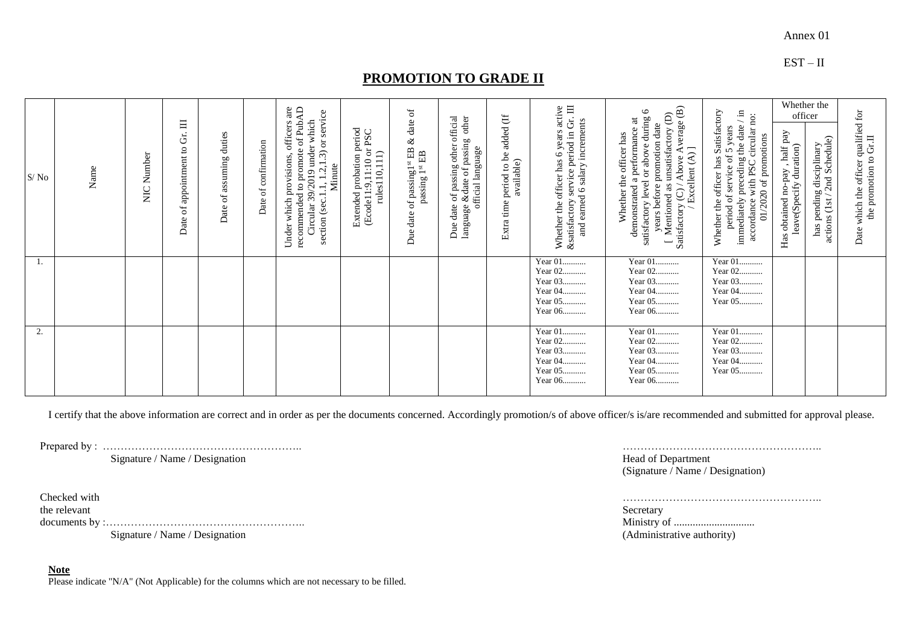Annex 01

EST – II

# PROMOTION TO GRADE II

| S/ No | Name | NIC Number | Date of appointment to Gr. III | Date of assuming duties | Date of confirmation | Under which provisions, officers are recommended to promote of PubAD Circular 39/2019 under which section (sec.1.1, 1.2,1.3) or service Minute | Extended probation period (Ecode11:9,11:10 or PSC rules110,111) | Due date of passing1st EB & date of passing 1st EB | Due date of passing other official language &date of passing other official language | Extra time period to be added (If available) | Whether the officer has 6 years active &satisfactory service period in Gr. III and earned 6 salary increments | Whether the officer has demonstrated a performance at satisfactory level or above during 6 years before promotion date [ Mentioned as unsatisfactory (D) Satisfactory (C) / Above Average (B) / Excellent (A) ] | Whether the officer has Satisfactory period of service of 5 years immediately preceding the date / in accordance with PSC circular no: 01/2020 of promotions | Whether the officer | | Date which the officer qualified for the promotion to Gr.II |
|---|---|---|---|---|---|---|---|---|---|---|---|---|---|---|---|---|
| | | | | | | | | | | | | | | Has obtained no-pay , half pay leave(Specify duration) | has pending disciplinary actions (1st / 2nd Schedule) | |
| 1. | | | | | | | | | | | Year 01........... Year 02........... Year 03........... Year 04........... Year 05........... Year 06........... | Year 01........... Year 02........... Year 03........... Year 04........... Year 05........... Year 06........... | Year 01........... Year 02........... Year 03........... Year 04........... Year 05........... | | | |
| 2. | | | | | | | | | | | Year 01........... Year 02........... Year 03........... Year 04........... Year 05........... Year 06........... | Year 01........... Year 02........... Year 03........... Year 04........... Year 05........... Year 06........... | Year 01........... Year 02........... Year 03........... Year 04........... Year 05........... | | | |

I certify that the above information are correct and in order as per the documents concerned. Accordingly promotion/s of above officer/s is/are recommended and submitted for approval please.

Prepared by : ………………………………………………..
Signature / Name / Designation

………………………………………………..
Head of Department
(Signature / Name / Designation)

Checked with
the relevant
documents by :………………………………………………..
Signature / Name / Designation

………………………………………………..
Secretary
Ministry of ..............................
(Administrative authority)

**Note**

Please indicate "N/A" (Not Applicable) for the columns which are not necessary to be filled.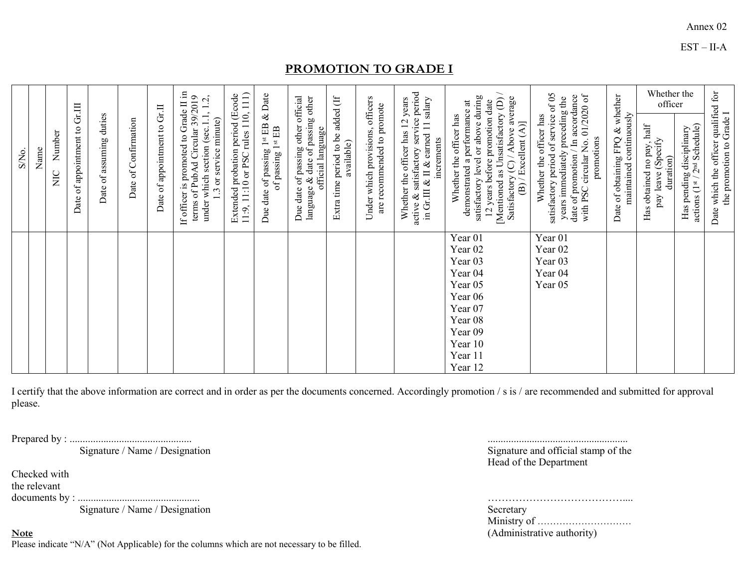Annex 02

EST – II-A

# PROMOTION TO GRADE I

| S/No. | Name | NIC Number | Date of appointment to Gr.III | Date of assuming duties | Date of Confirmation | Date of appointment to Gr.II | If officer is promoted to Grade II in terms of PubAd Circular 39/2019 under which section (sec.1.1, 1.2, 1.3 or service minute) | Extended probation period (Ecode 11:9, 11:10 or PSC rules 110, 111) | Due date of passing 1st EB & Date of passing 1st EB | Due date of passing other official language & date of passing other official language | Extra time period to be added (If available) | Under which provisions, officers are recommended to promote | Whether the officer has 12 years active & satisfactory service period in Gr.III & II & earned 11 salary increments | Whether the officer has demonstrated a performance at satisfactory level or above during 12 years before promotion date [Mentioned as Unsatisfactory (D) / Satisfactory (C) / Above average (B) / Excellent (A)] | Whether the officer has satisfactory period of service of 05 years immediately preceding the date of promotion / In accordance with PSC circular No. 01/2020 of promotions | Date of obtaining FPQ & whether maintained continuously | Whether the officer | | Date which the officer qualified for the promotion to Grade I |
|---|---|---|---|---|---|---|---|---|---|---|---|---|---|---|---|---|---|---|---|
| | | | | | | | | | | | | | | | | | Has obtained no pay, half pay leave (Specify duration) | Has pending disciplinary actions (1st / 2nd Schedule) | |
| | | | | | | | | | | | | | | Year 01<br>Year 02<br>Year 03<br>Year 04<br>Year 05<br>Year 06<br>Year 07<br>Year 08<br>Year 09<br>Year 10<br>Year 11<br>Year 12 | Year 01<br>Year 02<br>Year 03<br>Year 04<br>Year 05 | | | | |

I certify that the above information are correct and in order as per the documents concerned. Accordingly promotion / s is / are recommended and submitted for approval please.

Prepared by : ...............................................
Signature / Name / Designation

Checked with the relevant documents by : ...............................................
Signature / Name / Designation

.....................................................
Signature and official stamp of the Head of the Department

…………………………………....
Secretary
Ministry of …………………………
(Administrative authority)

**Note**

Please indicate "N/A" (Not Applicable) for the columns which are not necessary to be filled.